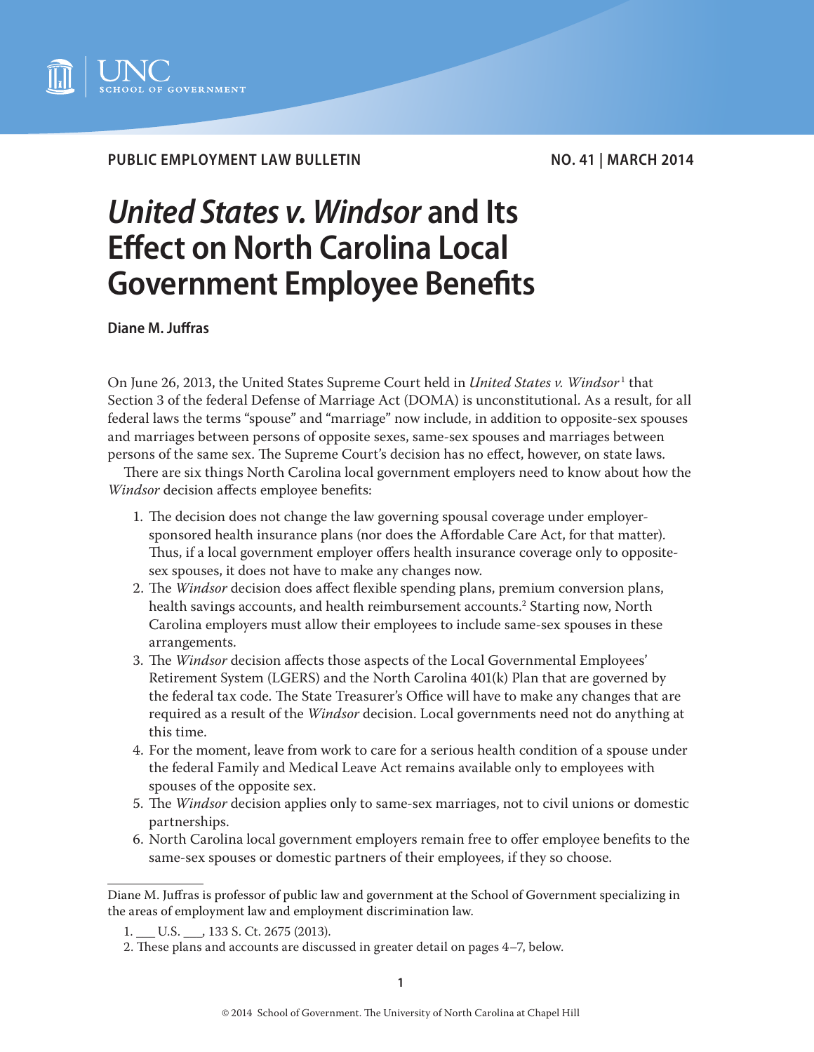**PUBLIC EMPLOYMENT LAW BULLETIN** **NO. 41 | MARCH 2014**

# *United States v. Windsor* and Its Effect on North Carolina Local Government Employee Benefits

**Diane M. Juffras**

On June 26, 2013, the United States Supreme Court held in *United States v. Windsor*[1] that Section 3 of the federal Defense of Marriage Act (DOMA) is unconstitutional. As a result, for all federal laws the terms "spouse" and "marriage" now include, in addition to opposite-sex spouses and marriages between persons of opposite sexes, same-sex spouses and marriages between persons of the same sex. The Supreme Court's decision has no effect, however, on state laws.

There are six things North Carolina local government employers need to know about how the *Windsor* decision affects employee benefits:

1. The decision does not change the law governing spousal coverage under employer-sponsored health insurance plans (nor does the Affordable Care Act, for that matter). Thus, if a local government employer offers health insurance coverage only to opposite-sex spouses, it does not have to make any changes now.
2. The *Windsor* decision does affect flexible spending plans, premium conversion plans, health savings accounts, and health reimbursement accounts.[2] Starting now, North Carolina employers must allow their employees to include same-sex spouses in these arrangements.
3. The *Windsor* decision affects those aspects of the Local Governmental Employees' Retirement System (LGERS) and the North Carolina 401(k) Plan that are governed by the federal tax code. The State Treasurer's Office will have to make any changes that are required as a result of the *Windsor* decision. Local governments need not do anything at this time.
4. For the moment, leave from work to care for a serious health condition of a spouse under the federal Family and Medical Leave Act remains available only to employees with spouses of the opposite sex.
5. The *Windsor* decision applies only to same-sex marriages, not to civil unions or domestic partnerships.
6. North Carolina local government employers remain free to offer employee benefits to the same-sex spouses or domestic partners of their employees, if they so choose.

---

Diane M. Juffras is professor of public law and government at the School of Government specializing in the areas of employment law and employment discrimination law.

1. ___ U.S. ___, 133 S. Ct. 2675 (2013).

2. These plans and accounts are discussed in greater detail on pages 4–7, below.

© 2014 School of Government. The University of North Carolina at Chapel Hill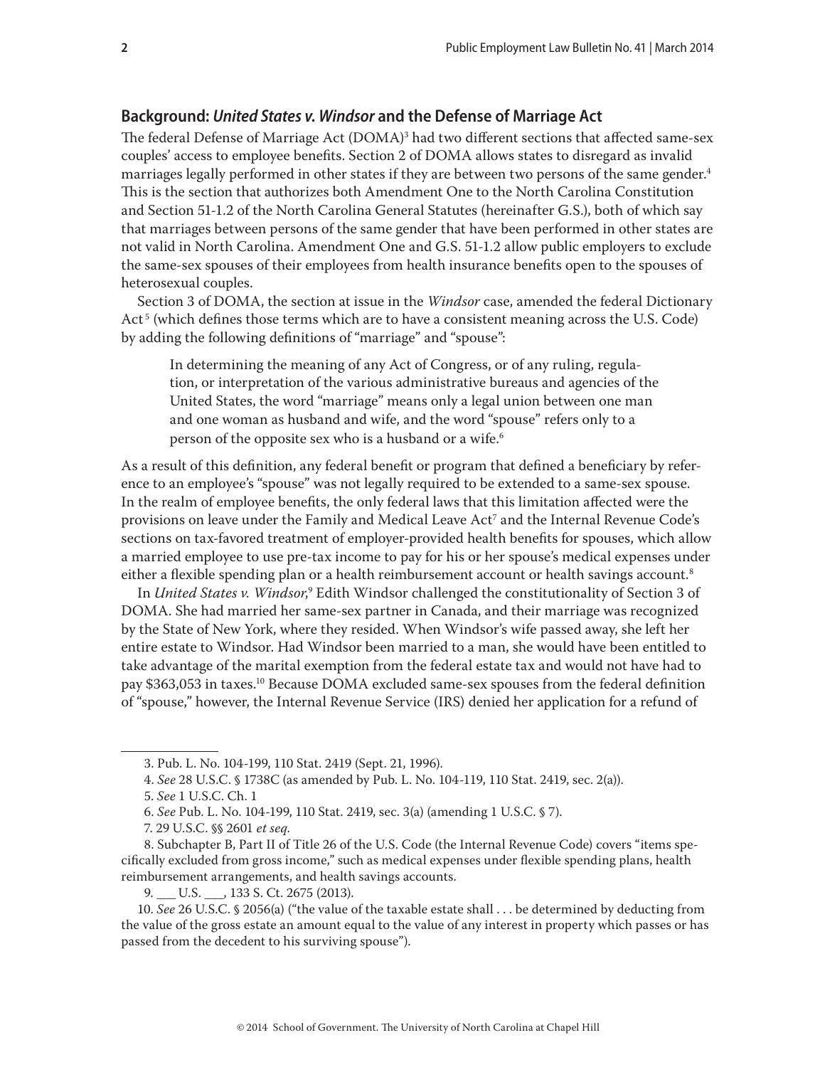## Background: *United States v. Windsor* and the Defense of Marriage Act

The federal Defense of Marriage Act (DOMA)[3] had two different sections that affected same-sex couples' access to employee benefits. Section 2 of DOMA allows states to disregard as invalid marriages legally performed in other states if they are between two persons of the same gender.[4] This is the section that authorizes both Amendment One to the North Carolina Constitution and Section 51-1.2 of the North Carolina General Statutes (hereinafter G.S.), both of which say that marriages between persons of the same gender that have been performed in other states are not valid in North Carolina. Amendment One and G.S. 51-1.2 allow public employers to exclude the same-sex spouses of their employees from health insurance benefits open to the spouses of heterosexual couples.

Section 3 of DOMA, the section at issue in the *Windsor* case, amended the federal Dictionary Act[5] (which defines those terms which are to have a consistent meaning across the U.S. Code) by adding the following definitions of "marriage" and "spouse":

> In determining the meaning of any Act of Congress, or of any ruling, regulation, or interpretation of the various administrative bureaus and agencies of the United States, the word "marriage" means only a legal union between one man and one woman as husband and wife, and the word "spouse" refers only to a person of the opposite sex who is a husband or a wife.[6]

As a result of this definition, any federal benefit or program that defined a beneficiary by reference to an employee's "spouse" was not legally required to be extended to a same-sex spouse. In the realm of employee benefits, the only federal laws that this limitation affected were the provisions on leave under the Family and Medical Leave Act[7] and the Internal Revenue Code's sections on tax-favored treatment of employer-provided health benefits for spouses, which allow a married employee to use pre-tax income to pay for his or her spouse's medical expenses under either a flexible spending plan or a health reimbursement account or health savings account.[8]

In *United States v. Windsor*,[9] Edith Windsor challenged the constitutionality of Section 3 of DOMA. She had married her same-sex partner in Canada, and their marriage was recognized by the State of New York, where they resided. When Windsor's wife passed away, she left her entire estate to Windsor. Had Windsor been married to a man, she would have been entitled to take advantage of the marital exemption from the federal estate tax and would not have had to pay $363,053 in taxes.[10] Because DOMA excluded same-sex spouses from the federal definition of "spouse," however, the Internal Revenue Service (IRS) denied her application for a refund of

---

3. Pub. L. No. 104-199, 110 Stat. 2419 (Sept. 21, 1996).

4. *See* 28 U.S.C. § 1738C (as amended by Pub. L. No. 104-119, 110 Stat. 2419, sec. 2(a)).

5. *See* 1 U.S.C. Ch. 1

6. *See* Pub. L. No. 104-199, 110 Stat. 2419, sec. 3(a) (amending 1 U.S.C. § 7).

7. 29 U.S.C. §§ 2601 *et seq.*

8. Subchapter B, Part II of Title 26 of the U.S. Code (the Internal Revenue Code) covers "items specifically excluded from gross income," such as medical expenses under flexible spending plans, health reimbursement arrangements, and health savings accounts.

9. ___ U.S. ___, 133 S. Ct. 2675 (2013).

10. *See* 26 U.S.C. § 2056(a) ("the value of the taxable estate shall . . . be determined by deducting from the value of the gross estate an amount equal to the value of any interest in property which passes or has passed from the decedent to his surviving spouse").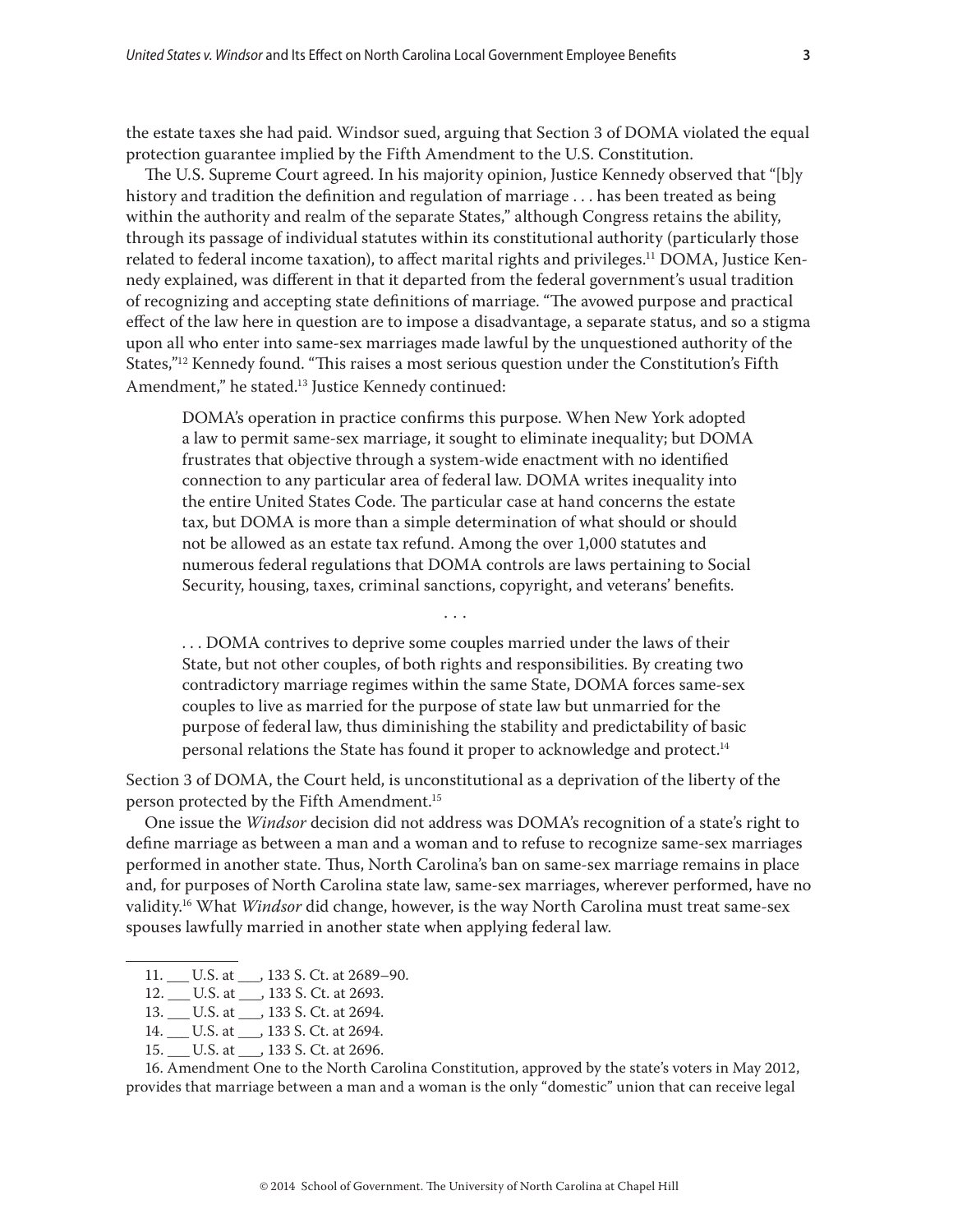the estate taxes she had paid. Windsor sued, arguing that Section 3 of DOMA violated the equal protection guarantee implied by the Fifth Amendment to the U.S. Constitution.

The U.S. Supreme Court agreed. In his majority opinion, Justice Kennedy observed that "[b]y history and tradition the definition and regulation of marriage . . . has been treated as being within the authority and realm of the separate States," although Congress retains the ability, through its passage of individual statutes within its constitutional authority (particularly those related to federal income taxation), to affect marital rights and privileges.[11] DOMA, Justice Kennedy explained, was different in that it departed from the federal government's usual tradition of recognizing and accepting state definitions of marriage. "The avowed purpose and practical effect of the law here in question are to impose a disadvantage, a separate status, and so a stigma upon all who enter into same-sex marriages made lawful by the unquestioned authority of the States,"[12] Kennedy found. "This raises a most serious question under the Constitution's Fifth Amendment," he stated.[13] Justice Kennedy continued:

> DOMA's operation in practice confirms this purpose. When New York adopted a law to permit same-sex marriage, it sought to eliminate inequality; but DOMA frustrates that objective through a system-wide enactment with no identified connection to any particular area of federal law. DOMA writes inequality into the entire United States Code. The particular case at hand concerns the estate tax, but DOMA is more than a simple determination of what should or should not be allowed as an estate tax refund. Among the over 1,000 statutes and numerous federal regulations that DOMA controls are laws pertaining to Social Security, housing, taxes, criminal sanctions, copyright, and veterans' benefits.
>
> . . .
>
> . . . DOMA contrives to deprive some couples married under the laws of their State, but not other couples, of both rights and responsibilities. By creating two contradictory marriage regimes within the same State, DOMA forces same-sex couples to live as married for the purpose of state law but unmarried for the purpose of federal law, thus diminishing the stability and predictability of basic personal relations the State has found it proper to acknowledge and protect.[14]

Section 3 of DOMA, the Court held, is unconstitutional as a deprivation of the liberty of the person protected by the Fifth Amendment.[15]

One issue the *Windsor* decision did not address was DOMA's recognition of a state's right to define marriage as between a man and a woman and to refuse to recognize same-sex marriages performed in another state. Thus, North Carolina's ban on same-sex marriage remains in place and, for purposes of North Carolina state law, same-sex marriages, wherever performed, have no validity.[16] What *Windsor* did change, however, is the way North Carolina must treat same-sex spouses lawfully married in another state when applying federal law.

---

11. ___ U.S. at ___, 133 S. Ct. at 2689–90.
12. ___ U.S. at ___, 133 S. Ct. at 2693.
13. ___ U.S. at ___, 133 S. Ct. at 2694.
14. ___ U.S. at ___, 133 S. Ct. at 2694.
15. ___ U.S. at ___, 133 S. Ct. at 2696.
16. Amendment One to the North Carolina Constitution, approved by the state's voters in May 2012, provides that marriage between a man and a woman is the only "domestic" union that can receive legal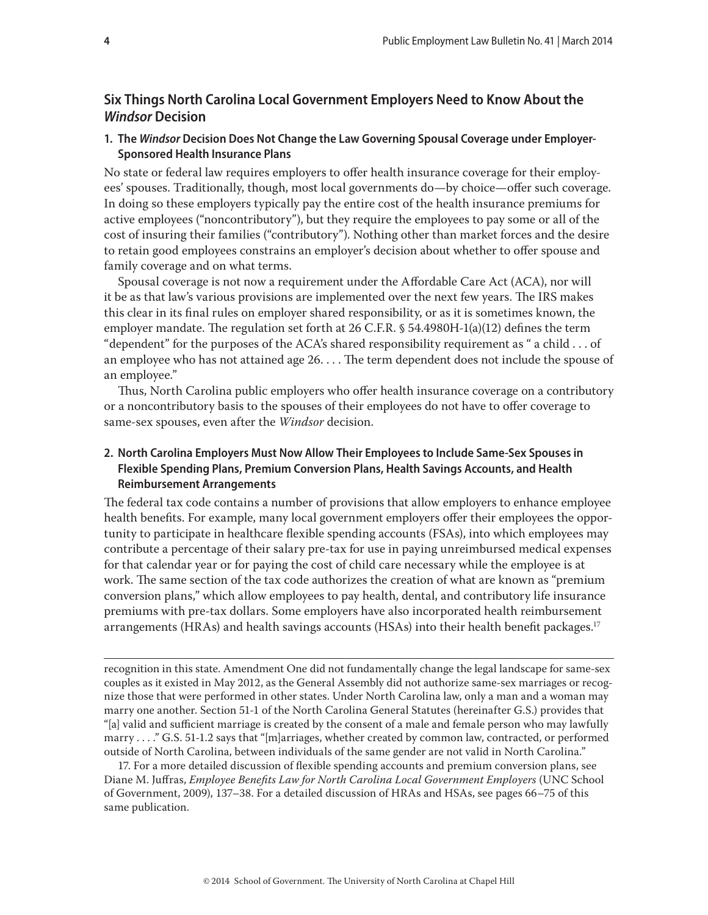## Six Things North Carolina Local Government Employers Need to Know About the *Windsor* Decision

### 1. The *Windsor* Decision Does Not Change the Law Governing Spousal Coverage under Employer-Sponsored Health Insurance Plans

No state or federal law requires employers to offer health insurance coverage for their employees' spouses. Traditionally, though, most local governments do—by choice—offer such coverage. In doing so these employers typically pay the entire cost of the health insurance premiums for active employees ("noncontributory"), but they require the employees to pay some or all of the cost of insuring their families ("contributory"). Nothing other than market forces and the desire to retain good employees constrains an employer's decision about whether to offer spouse and family coverage and on what terms.

Spousal coverage is not now a requirement under the Affordable Care Act (ACA), nor will it be as that law's various provisions are implemented over the next few years. The IRS makes this clear in its final rules on employer shared responsibility, or as it is sometimes known, the employer mandate. The regulation set forth at 26 C.F.R. § 54.4980H-1(a)(12) defines the term "dependent" for the purposes of the ACA's shared responsibility requirement as " a child . . . of an employee who has not attained age 26. . . . The term dependent does not include the spouse of an employee."

Thus, North Carolina public employers who offer health insurance coverage on a contributory or a noncontributory basis to the spouses of their employees do not have to offer coverage to same-sex spouses, even after the *Windsor* decision.

### 2. North Carolina Employers Must Now Allow Their Employees to Include Same-Sex Spouses in Flexible Spending Plans, Premium Conversion Plans, Health Savings Accounts, and Health Reimbursement Arrangements

The federal tax code contains a number of provisions that allow employers to enhance employee health benefits. For example, many local government employers offer their employees the opportunity to participate in healthcare flexible spending accounts (FSAs), into which employees may contribute a percentage of their salary pre-tax for use in paying unreimbursed medical expenses for that calendar year or for paying the cost of child care necessary while the employee is at work. The same section of the tax code authorizes the creation of what are known as "premium conversion plans," which allow employees to pay health, dental, and contributory life insurance premiums with pre-tax dollars. Some employers have also incorporated health reimbursement arrangements (HRAs) and health savings accounts (HSAs) into their health benefit packages.[17]

---

recognition in this state. Amendment One did not fundamentally change the legal landscape for same-sex couples as it existed in May 2012, as the General Assembly did not authorize same-sex marriages or recognize those that were performed in other states. Under North Carolina law, only a man and a woman may marry one another. Section 51-1 of the North Carolina General Statutes (hereinafter G.S.) provides that "[a] valid and sufficient marriage is created by the consent of a male and female person who may lawfully marry . . . ." G.S. 51-1.2 says that "[m]arriages, whether created by common law, contracted, or performed outside of North Carolina, between individuals of the same gender are not valid in North Carolina."

17. For a more detailed discussion of flexible spending accounts and premium conversion plans, see Diane M. Juffras, *Employee Benefits Law for North Carolina Local Government Employers* (UNC School of Government, 2009), 137–38. For a detailed discussion of HRAs and HSAs, see pages 66–75 of this same publication.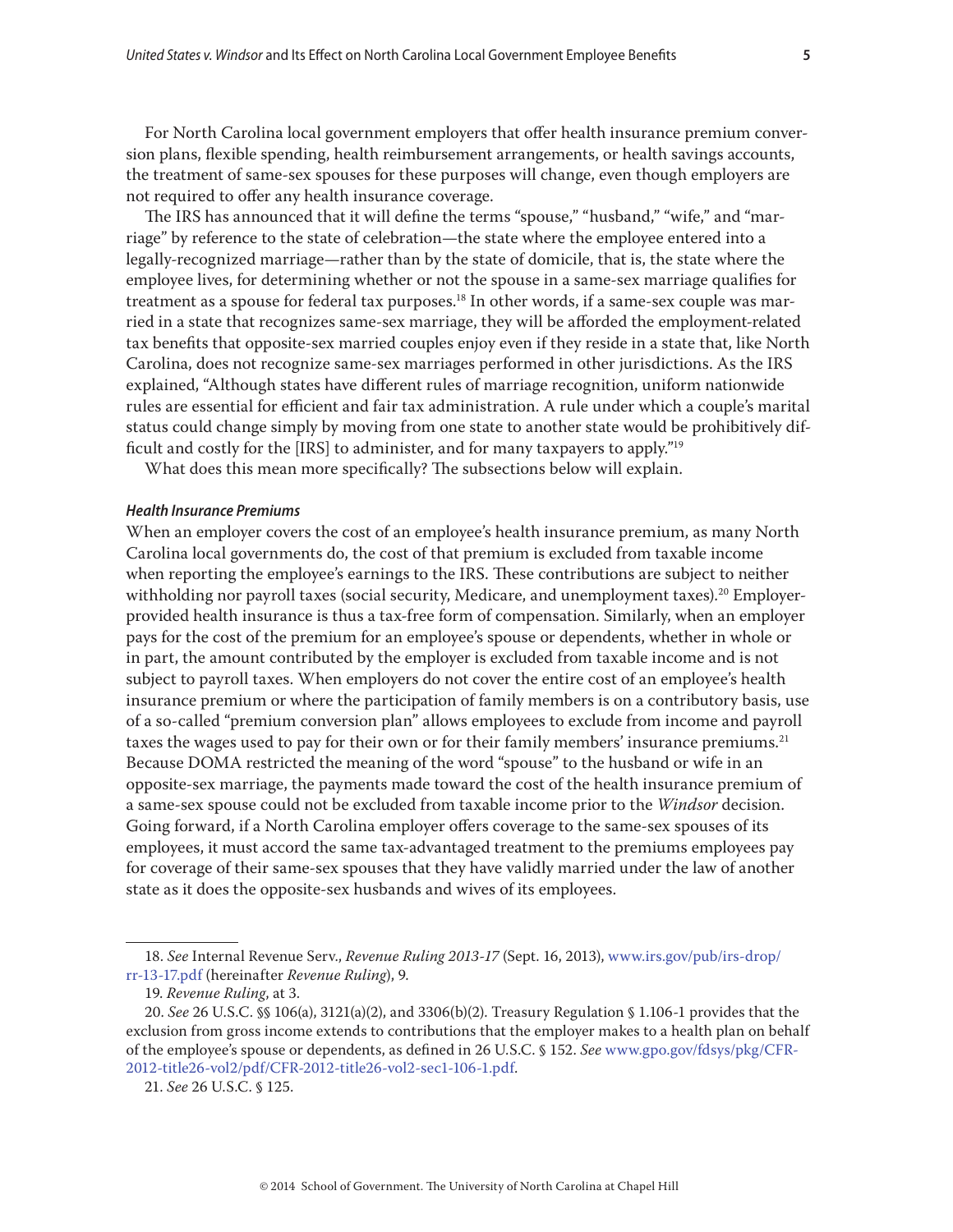For North Carolina local government employers that offer health insurance premium conversion plans, flexible spending, health reimbursement arrangements, or health savings accounts, the treatment of same-sex spouses for these purposes will change, even though employers are not required to offer any health insurance coverage.

The IRS has announced that it will define the terms "spouse," "husband," "wife," and "marriage" by reference to the state of celebration—the state where the employee entered into a legally-recognized marriage—rather than by the state of domicile, that is, the state where the employee lives, for determining whether or not the spouse in a same-sex marriage qualifies for treatment as a spouse for federal tax purposes.[18] In other words, if a same-sex couple was married in a state that recognizes same-sex marriage, they will be afforded the employment-related tax benefits that opposite-sex married couples enjoy even if they reside in a state that, like North Carolina, does not recognize same-sex marriages performed in other jurisdictions. As the IRS explained, "Although states have different rules of marriage recognition, uniform nationwide rules are essential for efficient and fair tax administration. A rule under which a couple's marital status could change simply by moving from one state to another state would be prohibitively difficult and costly for the [IRS] to administer, and for many taxpayers to apply."[19]

What does this mean more specifically? The subsections below will explain.

#### *Health Insurance Premiums*

When an employer covers the cost of an employee's health insurance premium, as many North Carolina local governments do, the cost of that premium is excluded from taxable income when reporting the employee's earnings to the IRS. These contributions are subject to neither withholding nor payroll taxes (social security, Medicare, and unemployment taxes).[20] Employer-provided health insurance is thus a tax-free form of compensation. Similarly, when an employer pays for the cost of the premium for an employee's spouse or dependents, whether in whole or in part, the amount contributed by the employer is excluded from taxable income and is not subject to payroll taxes. When employers do not cover the entire cost of an employee's health insurance premium or where the participation of family members is on a contributory basis, use of a so-called "premium conversion plan" allows employees to exclude from income and payroll taxes the wages used to pay for their own or for their family members' insurance premiums.[21] Because DOMA restricted the meaning of the word "spouse" to the husband or wife in an opposite-sex marriage, the payments made toward the cost of the health insurance premium of a same-sex spouse could not be excluded from taxable income prior to the *Windsor* decision. Going forward, if a North Carolina employer offers coverage to the same-sex spouses of its employees, it must accord the same tax-advantaged treatment to the premiums employees pay for coverage of their same-sex spouses that they have validly married under the law of another state as it does the opposite-sex husbands and wives of its employees.

---

18. *See* Internal Revenue Serv., *Revenue Ruling 2013-17* (Sept. 16, 2013), www.irs.gov/pub/irs-drop/rr-13-17.pdf (hereinafter *Revenue Ruling*), 9.

19. *Revenue Ruling*, at 3.

20. *See* 26 U.S.C. §§ 106(a), 3121(a)(2), and 3306(b)(2). Treasury Regulation § 1.106-1 provides that the exclusion from gross income extends to contributions that the employer makes to a health plan on behalf of the employee's spouse or dependents, as defined in 26 U.S.C. § 152. *See* www.gpo.gov/fdsys/pkg/CFR-2012-title26-vol2/pdf/CFR-2012-title26-vol2-sec1-106-1.pdf.

21. *See* 26 U.S.C. § 125.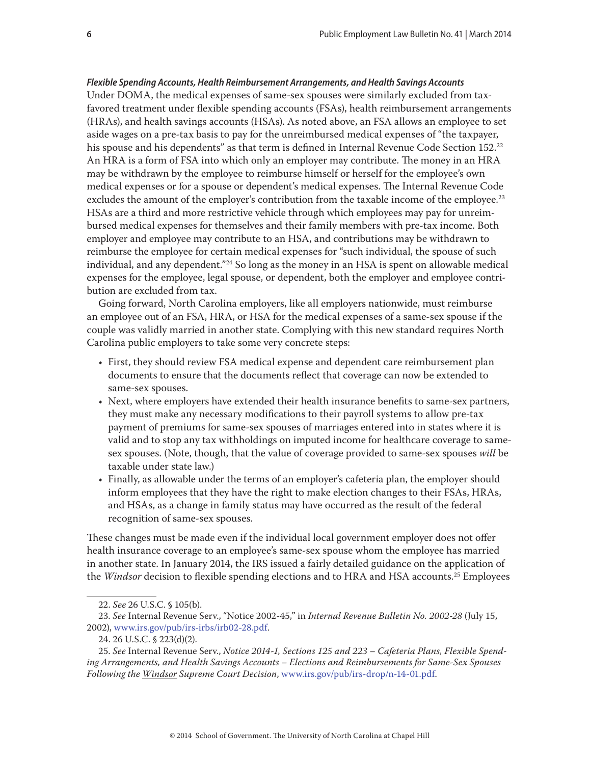***Flexible Spending Accounts, Health Reimbursement Arrangements, and Health Savings Accounts***

Under DOMA, the medical expenses of same-sex spouses were similarly excluded from tax-favored treatment under flexible spending accounts (FSAs), health reimbursement arrangements (HRAs), and health savings accounts (HSAs). As noted above, an FSA allows an employee to set aside wages on a pre-tax basis to pay for the unreimbursed medical expenses of "the taxpayer, his spouse and his dependents" as that term is defined in Internal Revenue Code Section 152.[22] An HRA is a form of FSA into which only an employer may contribute. The money in an HRA may be withdrawn by the employee to reimburse himself or herself for the employee's own medical expenses or for a spouse or dependent's medical expenses. The Internal Revenue Code excludes the amount of the employer's contribution from the taxable income of the employee.[23] HSAs are a third and more restrictive vehicle through which employees may pay for unreimbursed medical expenses for themselves and their family members with pre-tax income. Both employer and employee may contribute to an HSA, and contributions may be withdrawn to reimburse the employee for certain medical expenses for "such individual, the spouse of such individual, and any dependent."[24] So long as the money in an HSA is spent on allowable medical expenses for the employee, legal spouse, or dependent, both the employer and employee contribution are excluded from tax.

Going forward, North Carolina employers, like all employers nationwide, must reimburse an employee out of an FSA, HRA, or HSA for the medical expenses of a same-sex spouse if the couple was validly married in another state. Complying with this new standard requires North Carolina public employers to take some very concrete steps:

- First, they should review FSA medical expense and dependent care reimbursement plan documents to ensure that the documents reflect that coverage can now be extended to same-sex spouses.
- Next, where employers have extended their health insurance benefits to same-sex partners, they must make any necessary modifications to their payroll systems to allow pre-tax payment of premiums for same-sex spouses of marriages entered into in states where it is valid and to stop any tax withholdings on imputed income for healthcare coverage to same-sex spouses. (Note, though, that the value of coverage provided to same-sex spouses *will* be taxable under state law.)
- Finally, as allowable under the terms of an employer's cafeteria plan, the employer should inform employees that they have the right to make election changes to their FSAs, HRAs, and HSAs, as a change in family status may have occurred as the result of the federal recognition of same-sex spouses.

These changes must be made even if the individual local government employer does not offer health insurance coverage to an employee's same-sex spouse whom the employee has married in another state. In January 2014, the IRS issued a fairly detailed guidance on the application of the *Windsor* decision to flexible spending elections and to HRA and HSA accounts.[25] Employees

---

22. *See* 26 U.S.C. § 105(b).

23. *See* Internal Revenue Serv., "Notice 2002-45," in *Internal Revenue Bulletin No. 2002-28* (July 15, 2002), www.irs.gov/pub/irs-irbs/irb02-28.pdf.

24. 26 U.S.C. § 223(d)(2).

25. *See* Internal Revenue Serv., *Notice 2014-1, Sections 125 and 223 – Cafeteria Plans, Flexible Spending Arrangements, and Health Savings Accounts – Elections and Reimbursements for Same-Sex Spouses Following the Windsor Supreme Court Decision*, www.irs.gov/pub/irs-drop/n-14-01.pdf.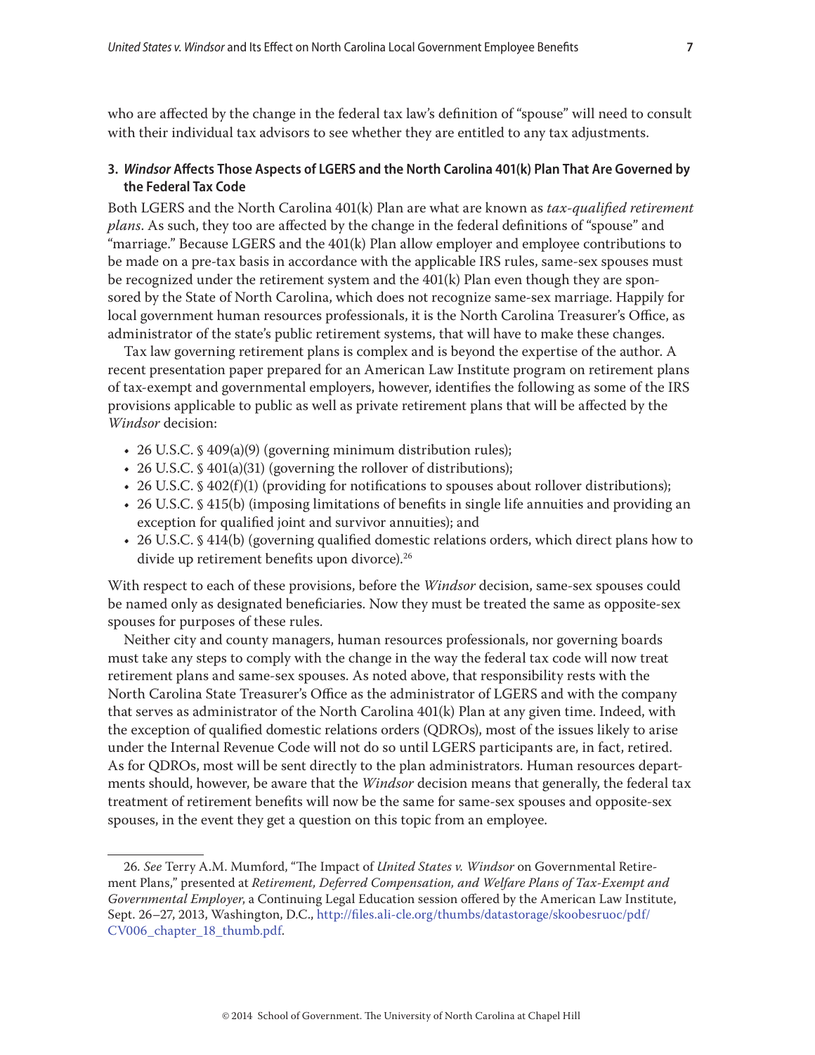who are affected by the change in the federal tax law's definition of "spouse" will need to consult with their individual tax advisors to see whether they are entitled to any tax adjustments.

### 3. *Windsor* Affects Those Aspects of LGERS and the North Carolina 401(k) Plan That Are Governed by the Federal Tax Code

Both LGERS and the North Carolina 401(k) Plan are what are known as *tax-qualified retirement plans*. As such, they too are affected by the change in the federal definitions of "spouse" and "marriage." Because LGERS and the 401(k) Plan allow employer and employee contributions to be made on a pre-tax basis in accordance with the applicable IRS rules, same-sex spouses must be recognized under the retirement system and the 401(k) Plan even though they are sponsored by the State of North Carolina, which does not recognize same-sex marriage. Happily for local government human resources professionals, it is the North Carolina Treasurer's Office, as administrator of the state's public retirement systems, that will have to make these changes.

Tax law governing retirement plans is complex and is beyond the expertise of the author. A recent presentation paper prepared for an American Law Institute program on retirement plans of tax-exempt and governmental employers, however, identifies the following as some of the IRS provisions applicable to public as well as private retirement plans that will be affected by the *Windsor* decision:

- 26 U.S.C. § 409(a)(9) (governing minimum distribution rules);
- 26 U.S.C. § 401(a)(31) (governing the rollover of distributions);
- 26 U.S.C. § 402(f)(1) (providing for notifications to spouses about rollover distributions);
- 26 U.S.C. § 415(b) (imposing limitations of benefits in single life annuities and providing an exception for qualified joint and survivor annuities); and
- 26 U.S.C. § 414(b) (governing qualified domestic relations orders, which direct plans how to divide up retirement benefits upon divorce).[26]

With respect to each of these provisions, before the *Windsor* decision, same-sex spouses could be named only as designated beneficiaries. Now they must be treated the same as opposite-sex spouses for purposes of these rules.

Neither city and county managers, human resources professionals, nor governing boards must take any steps to comply with the change in the way the federal tax code will now treat retirement plans and same-sex spouses. As noted above, that responsibility rests with the North Carolina State Treasurer's Office as the administrator of LGERS and with the company that serves as administrator of the North Carolina 401(k) Plan at any given time. Indeed, with the exception of qualified domestic relations orders (QDROs), most of the issues likely to arise under the Internal Revenue Code will not do so until LGERS participants are, in fact, retired. As for QDROs, most will be sent directly to the plan administrators. Human resources departments should, however, be aware that the *Windsor* decision means that generally, the federal tax treatment of retirement benefits will now be the same for same-sex spouses and opposite-sex spouses, in the event they get a question on this topic from an employee.

---

26. *See* Terry A.M. Mumford, "The Impact of *United States v. Windsor* on Governmental Retirement Plans," presented at *Retirement, Deferred Compensation, and Welfare Plans of Tax-Exempt and Governmental Employer*, a Continuing Legal Education session offered by the American Law Institute, Sept. 26–27, 2013, Washington, D.C., http://files.ali-cle.org/thumbs/datastorage/skoobesruoc/pdf/CV006_chapter_18_thumb.pdf.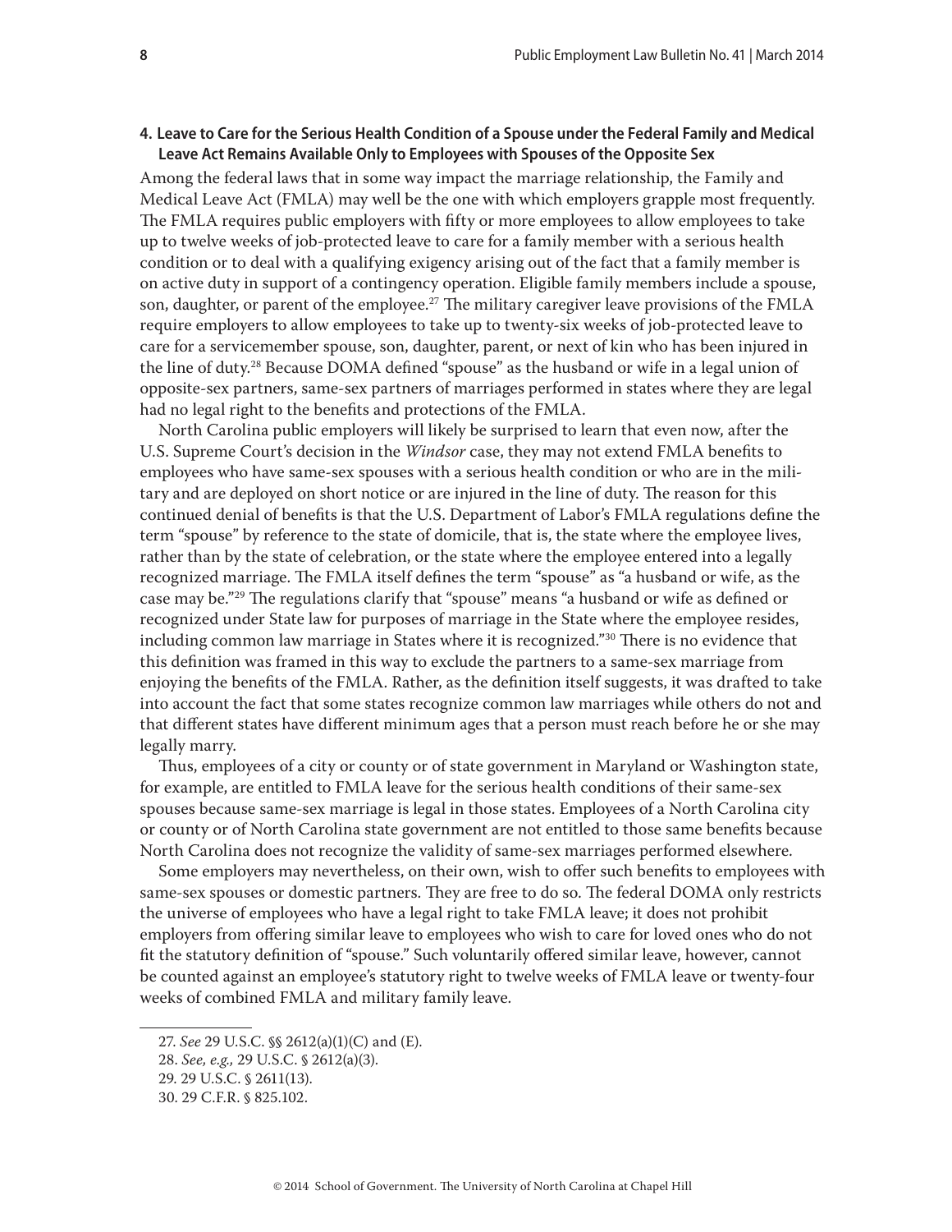### 4. Leave to Care for the Serious Health Condition of a Spouse under the Federal Family and Medical Leave Act Remains Available Only to Employees with Spouses of the Opposite Sex

Among the federal laws that in some way impact the marriage relationship, the Family and Medical Leave Act (FMLA) may well be the one with which employers grapple most frequently. The FMLA requires public employers with fifty or more employees to allow employees to take up to twelve weeks of job-protected leave to care for a family member with a serious health condition or to deal with a qualifying exigency arising out of the fact that a family member is on active duty in support of a contingency operation. Eligible family members include a spouse, son, daughter, or parent of the employee.[27] The military caregiver leave provisions of the FMLA require employers to allow employees to take up to twenty-six weeks of job-protected leave to care for a servicemember spouse, son, daughter, parent, or next of kin who has been injured in the line of duty.[28] Because DOMA defined "spouse" as the husband or wife in a legal union of opposite-sex partners, same-sex partners of marriages performed in states where they are legal had no legal right to the benefits and protections of the FMLA.

North Carolina public employers will likely be surprised to learn that even now, after the U.S. Supreme Court's decision in the *Windsor* case, they may not extend FMLA benefits to employees who have same-sex spouses with a serious health condition or who are in the military and are deployed on short notice or are injured in the line of duty. The reason for this continued denial of benefits is that the U.S. Department of Labor's FMLA regulations define the term "spouse" by reference to the state of domicile, that is, the state where the employee lives, rather than by the state of celebration, or the state where the employee entered into a legally recognized marriage. The FMLA itself defines the term "spouse" as "a husband or wife, as the case may be."[29] The regulations clarify that "spouse" means "a husband or wife as defined or recognized under State law for purposes of marriage in the State where the employee resides, including common law marriage in States where it is recognized."[30] There is no evidence that this definition was framed in this way to exclude the partners to a same-sex marriage from enjoying the benefits of the FMLA. Rather, as the definition itself suggests, it was drafted to take into account the fact that some states recognize common law marriages while others do not and that different states have different minimum ages that a person must reach before he or she may legally marry.

Thus, employees of a city or county or of state government in Maryland or Washington state, for example, are entitled to FMLA leave for the serious health conditions of their same-sex spouses because same-sex marriage is legal in those states. Employees of a North Carolina city or county or of North Carolina state government are not entitled to those same benefits because North Carolina does not recognize the validity of same-sex marriages performed elsewhere.

Some employers may nevertheless, on their own, wish to offer such benefits to employees with same-sex spouses or domestic partners. They are free to do so. The federal DOMA only restricts the universe of employees who have a legal right to take FMLA leave; it does not prohibit employers from offering similar leave to employees who wish to care for loved ones who do not fit the statutory definition of "spouse." Such voluntarily offered similar leave, however, cannot be counted against an employee's statutory right to twelve weeks of FMLA leave or twenty-four weeks of combined FMLA and military family leave.

---

27. *See* 29 U.S.C. §§ 2612(a)(1)(C) and (E).

28. *See, e.g.,* 29 U.S.C. § 2612(a)(3).

29. 29 U.S.C. § 2611(13).

30. 29 C.F.R. § 825.102.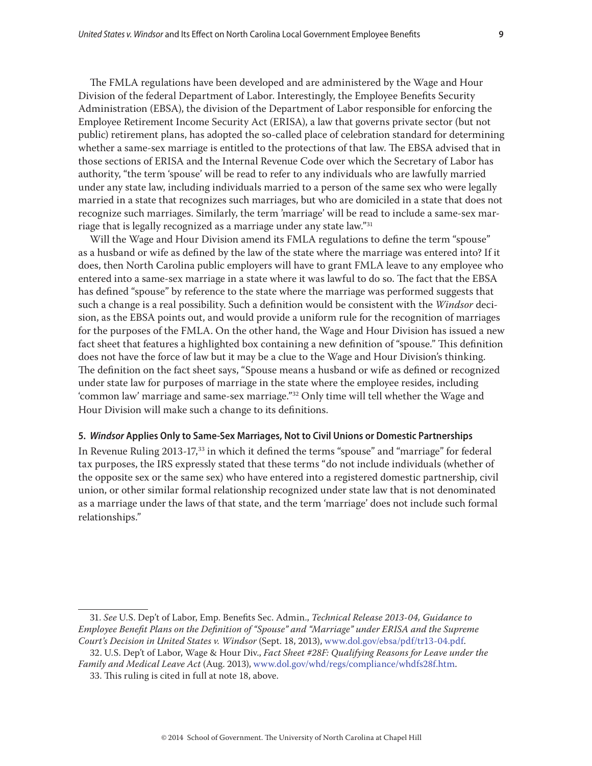The FMLA regulations have been developed and are administered by the Wage and Hour Division of the federal Department of Labor. Interestingly, the Employee Benefits Security Administration (EBSA), the division of the Department of Labor responsible for enforcing the Employee Retirement Income Security Act (ERISA), a law that governs private sector (but not public) retirement plans, has adopted the so-called place of celebration standard for determining whether a same-sex marriage is entitled to the protections of that law. The EBSA advised that in those sections of ERISA and the Internal Revenue Code over which the Secretary of Labor has authority, "the term 'spouse' will be read to refer to any individuals who are lawfully married under any state law, including individuals married to a person of the same sex who were legally married in a state that recognizes such marriages, but who are domiciled in a state that does not recognize such marriages. Similarly, the term 'marriage' will be read to include a same-sex marriage that is legally recognized as a marriage under any state law."[31]

Will the Wage and Hour Division amend its FMLA regulations to define the term "spouse" as a husband or wife as defined by the law of the state where the marriage was entered into? If it does, then North Carolina public employers will have to grant FMLA leave to any employee who entered into a same-sex marriage in a state where it was lawful to do so. The fact that the EBSA has defined "spouse" by reference to the state where the marriage was performed suggests that such a change is a real possibility. Such a definition would be consistent with the *Windsor* decision, as the EBSA points out, and would provide a uniform rule for the recognition of marriages for the purposes of the FMLA. On the other hand, the Wage and Hour Division has issued a new fact sheet that features a highlighted box containing a new definition of "spouse." This definition does not have the force of law but it may be a clue to the Wage and Hour Division's thinking. The definition on the fact sheet says, "Spouse means a husband or wife as defined or recognized under state law for purposes of marriage in the state where the employee resides, including 'common law' marriage and same-sex marriage."[32] Only time will tell whether the Wage and Hour Division will make such a change to its definitions.

### 5. *Windsor* Applies Only to Same-Sex Marriages, Not to Civil Unions or Domestic Partnerships

In Revenue Ruling 2013-17,[33] in which it defined the terms "spouse" and "marriage" for federal tax purposes, the IRS expressly stated that these terms "do not include individuals (whether of the opposite sex or the same sex) who have entered into a registered domestic partnership, civil union, or other similar formal relationship recognized under state law that is not denominated as a marriage under the laws of that state, and the term 'marriage' does not include such formal relationships."

---

31. *See* U.S. Dep't of Labor, Emp. Benefits Sec. Admin., *Technical Release 2013-04, Guidance to Employee Benefit Plans on the Definition of "Spouse" and "Marriage" under ERISA and the Supreme Court's Decision in United States v. Windsor* (Sept. 18, 2013), www.dol.gov/ebsa/pdf/tr13-04.pdf.

32. U.S. Dep't of Labor, Wage & Hour Div., *Fact Sheet #28F: Qualifying Reasons for Leave under the Family and Medical Leave Act* (Aug. 2013), www.dol.gov/whd/regs/compliance/whdfs28f.htm.

33. This ruling is cited in full at note 18, above.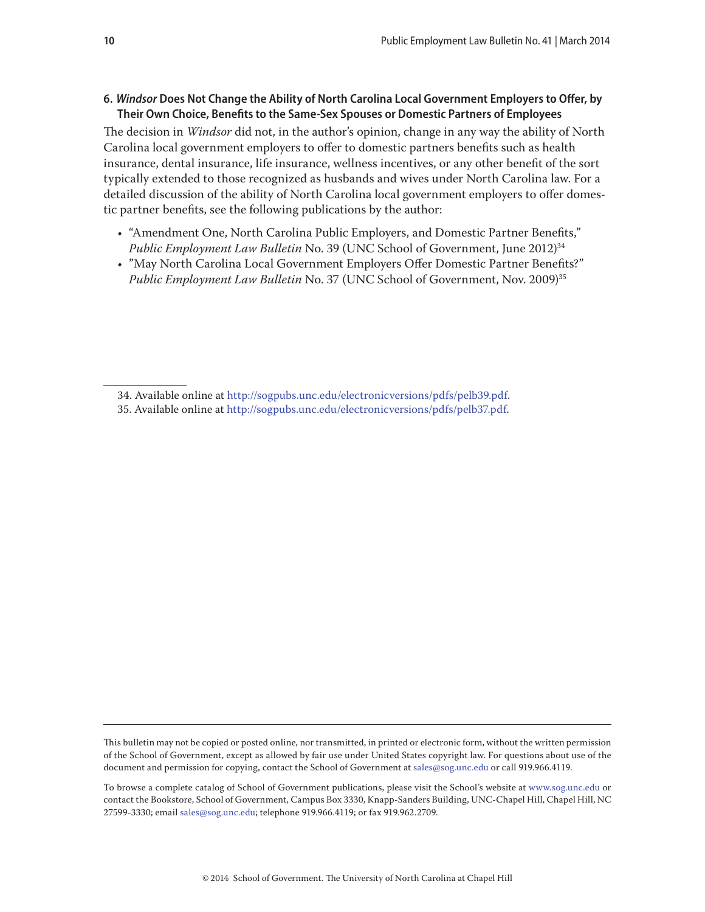### 6. *Windsor* Does Not Change the Ability of North Carolina Local Government Employers to Offer, by Their Own Choice, Benefits to the Same-Sex Spouses or Domestic Partners of Employees

The decision in *Windsor* did not, in the author's opinion, change in any way the ability of North Carolina local government employers to offer to domestic partners benefits such as health insurance, dental insurance, life insurance, wellness incentives, or any other benefit of the sort typically extended to those recognized as husbands and wives under North Carolina law. For a detailed discussion of the ability of North Carolina local government employers to offer domestic partner benefits, see the following publications by the author:

- "Amendment One, North Carolina Public Employers, and Domestic Partner Benefits," *Public Employment Law Bulletin* No. 39 (UNC School of Government, June 2012)[34]
- "May North Carolina Local Government Employers Offer Domestic Partner Benefits?" *Public Employment Law Bulletin* No. 37 (UNC School of Government, Nov. 2009)[35]

---

34. Available online at http://sogpubs.unc.edu/electronicversions/pdfs/pelb39.pdf.

35. Available online at http://sogpubs.unc.edu/electronicversions/pdfs/pelb37.pdf.

---

This bulletin may not be copied or posted online, nor transmitted, in printed or electronic form, without the written permission of the School of Government, except as allowed by fair use under United States copyright law. For questions about use of the document and permission for copying, contact the School of Government at sales@sog.unc.edu or call 919.966.4119.

To browse a complete catalog of School of Government publications, please visit the School's website at www.sog.unc.edu or contact the Bookstore, School of Government, Campus Box 3330, Knapp-Sanders Building, UNC-Chapel Hill, Chapel Hill, NC 27599-3330; email sales@sog.unc.edu; telephone 919.966.4119; or fax 919.962.2709.

© 2014 School of Government. The University of North Carolina at Chapel Hill